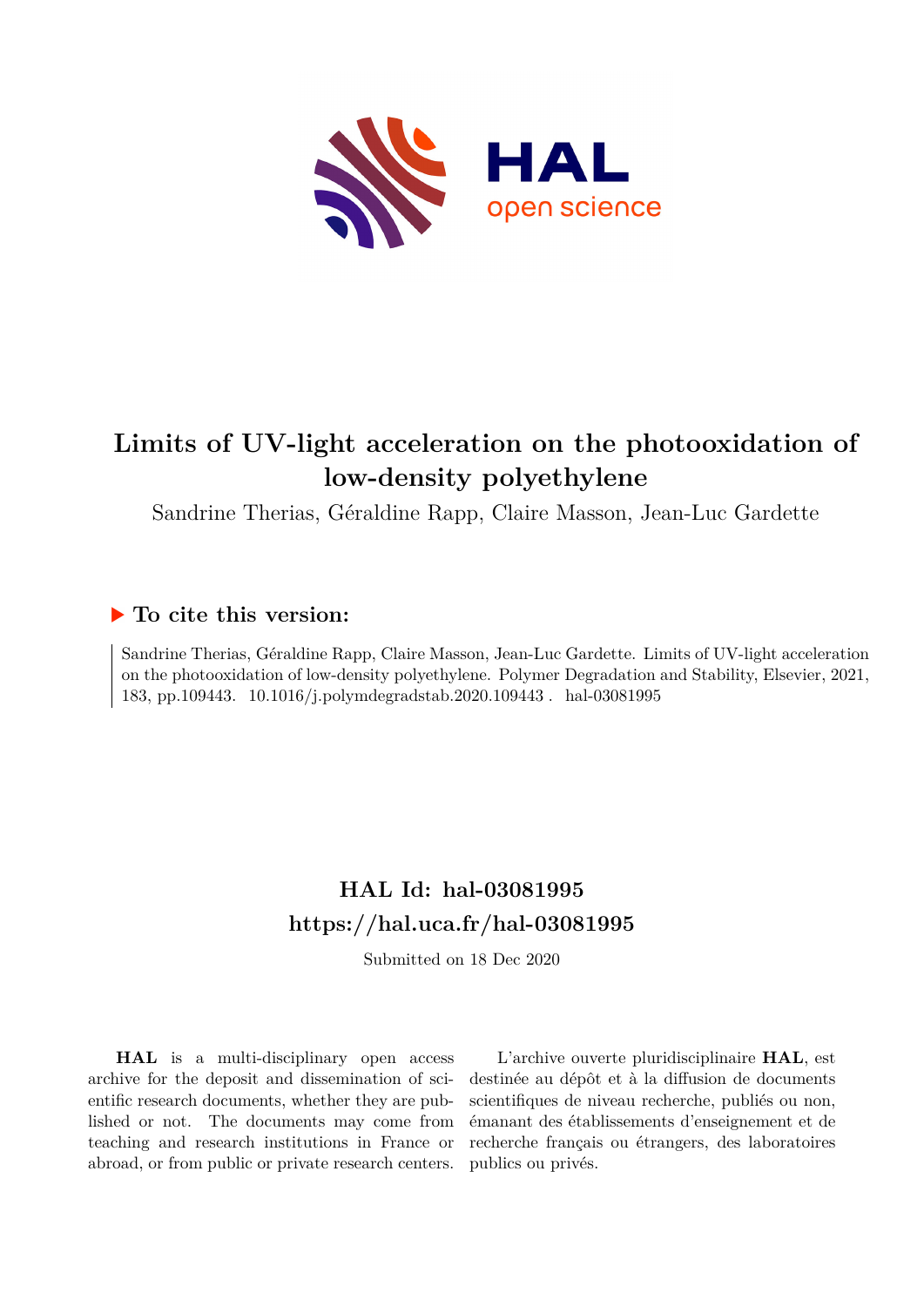# Limits of UV-light acceleration on the photooxidation of low-density polyethylene

Sandrine Therias, Géraldine Rapp, Claire Masson, Jean-Luc Gardette

## ▶ To cite this version:

Sandrine Therias, Géraldine Rapp, Claire Masson, Jean-Luc Gardette. Limits of UV-light acceleration on the photooxidation of low-density polyethylene. Polymer Degradation and Stability, Elsevier, 2021, 183, pp.109443. 10.1016/j.polymdegradstab.2020.109443 . hal-03081995

## HAL Id: hal-03081995
## https://hal.uca.fr/hal-03081995

Submitted on 18 Dec 2020

**HAL** is a multi-disciplinary open access archive for the deposit and dissemination of scientific research documents, whether they are published or not. The documents may come from teaching and research institutions in France or abroad, or from public or private research centers.

L'archive ouverte pluridisciplinaire **HAL**, est destinée au dépôt et à la diffusion de documents scientifiques de niveau recherche, publiés ou non, émanant des établissements d'enseignement et de recherche français ou étrangers, des laboratoires publics ou privés.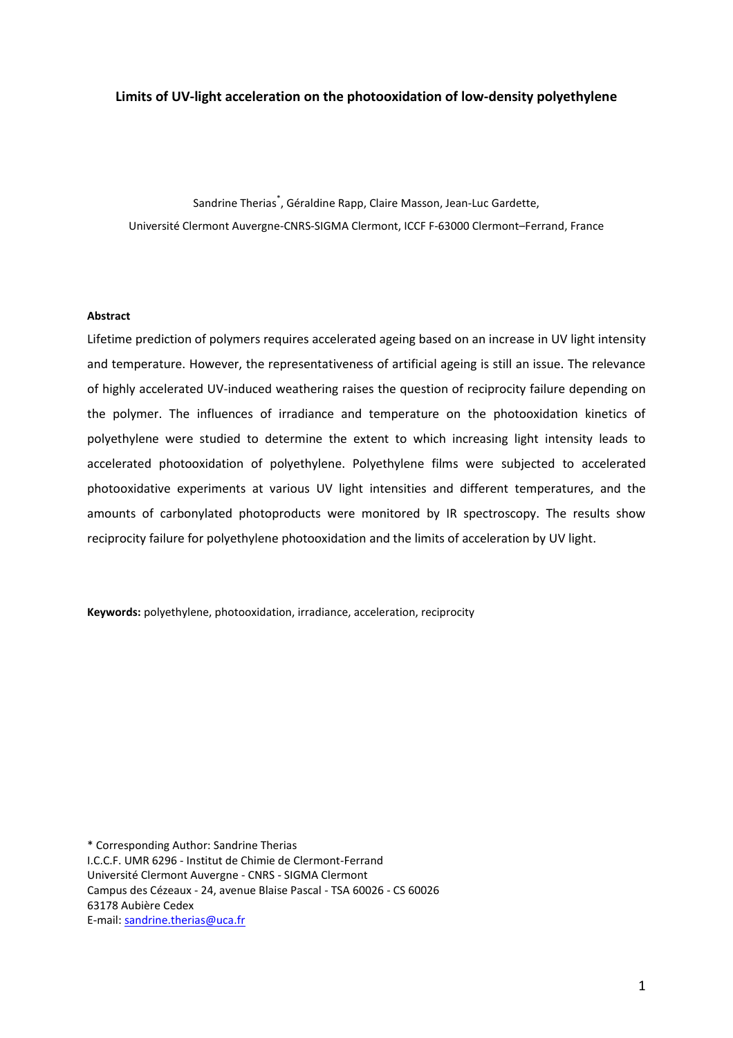**Limits of UV-light acceleration on the photooxidation of low-density polyethylene**

Sandrine Therias[*], Géraldine Rapp, Claire Masson, Jean-Luc Gardette,

Université Clermont Auvergne-CNRS-SIGMA Clermont, ICCF F-63000 Clermont–Ferrand, France

**Abstract**

Lifetime prediction of polymers requires accelerated ageing based on an increase in UV light intensity and temperature. However, the representativeness of artificial ageing is still an issue. The relevance of highly accelerated UV-induced weathering raises the question of reciprocity failure depending on the polymer. The influences of irradiance and temperature on the photooxidation kinetics of polyethylene were studied to determine the extent to which increasing light intensity leads to accelerated photooxidation of polyethylene. Polyethylene films were subjected to accelerated photooxidative experiments at various UV light intensities and different temperatures, and the amounts of carbonylated photoproducts were monitored by IR spectroscopy. The results show reciprocity failure for polyethylene photooxidation and the limits of acceleration by UV light.

**Keywords:** polyethylene, photooxidation, irradiance, acceleration, reciprocity

* Corresponding Author: Sandrine Therias  
I.C.C.F. UMR 6296 - Institut de Chimie de Clermont-Ferrand  
Université Clermont Auvergne - CNRS - SIGMA Clermont  
Campus des Cézeaux - 24, avenue Blaise Pascal - TSA 60026 - CS 60026  
63178 Aubière Cedex  
E-mail: sandrine.therias@uca.fr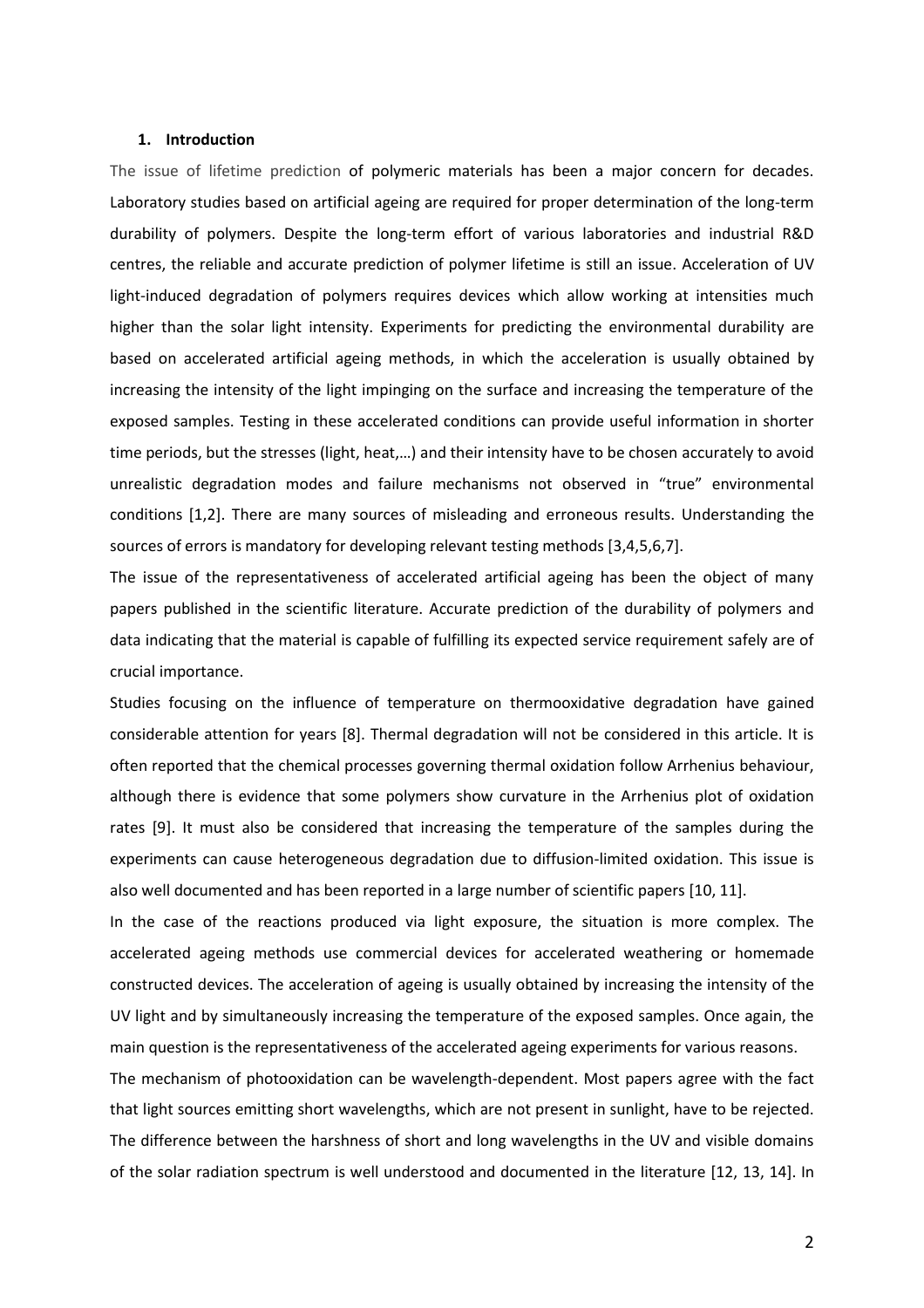## 1. Introduction

The issue of lifetime prediction of polymeric materials has been a major concern for decades. Laboratory studies based on artificial ageing are required for proper determination of the long-term durability of polymers. Despite the long-term effort of various laboratories and industrial R&D centres, the reliable and accurate prediction of polymer lifetime is still an issue. Acceleration of UV light-induced degradation of polymers requires devices which allow working at intensities much higher than the solar light intensity. Experiments for predicting the environmental durability are based on accelerated artificial ageing methods, in which the acceleration is usually obtained by increasing the intensity of the light impinging on the surface and increasing the temperature of the exposed samples. Testing in these accelerated conditions can provide useful information in shorter time periods, but the stresses (light, heat,…) and their intensity have to be chosen accurately to avoid unrealistic degradation modes and failure mechanisms not observed in "true" environmental conditions [1,2]. There are many sources of misleading and erroneous results. Understanding the sources of errors is mandatory for developing relevant testing methods [3,4,5,6,7].

The issue of the representativeness of accelerated artificial ageing has been the object of many papers published in the scientific literature. Accurate prediction of the durability of polymers and data indicating that the material is capable of fulfilling its expected service requirement safely are of crucial importance.

Studies focusing on the influence of temperature on thermooxidative degradation have gained considerable attention for years [8]. Thermal degradation will not be considered in this article. It is often reported that the chemical processes governing thermal oxidation follow Arrhenius behaviour, although there is evidence that some polymers show curvature in the Arrhenius plot of oxidation rates [9]. It must also be considered that increasing the temperature of the samples during the experiments can cause heterogeneous degradation due to diffusion-limited oxidation. This issue is also well documented and has been reported in a large number of scientific papers [10, 11].

In the case of the reactions produced via light exposure, the situation is more complex. The accelerated ageing methods use commercial devices for accelerated weathering or homemade constructed devices. The acceleration of ageing is usually obtained by increasing the intensity of the UV light and by simultaneously increasing the temperature of the exposed samples. Once again, the main question is the representativeness of the accelerated ageing experiments for various reasons.

The mechanism of photooxidation can be wavelength-dependent. Most papers agree with the fact that light sources emitting short wavelengths, which are not present in sunlight, have to be rejected. The difference between the harshness of short and long wavelengths in the UV and visible domains of the solar radiation spectrum is well understood and documented in the literature [12, 13, 14]. In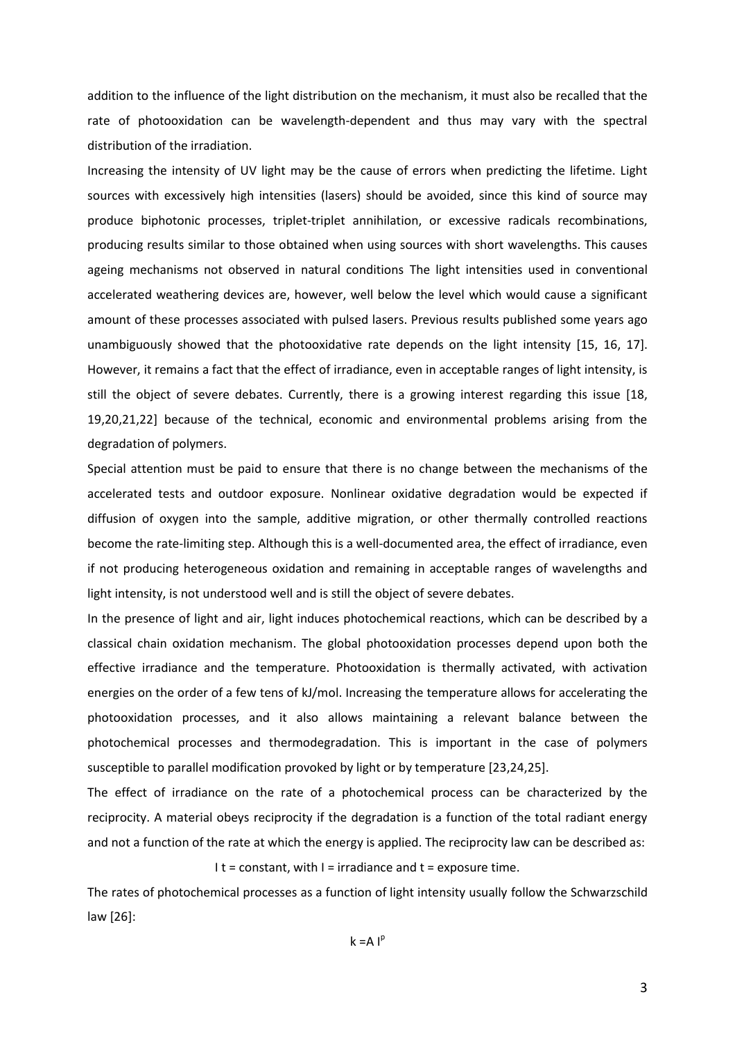addition to the influence of the light distribution on the mechanism, it must also be recalled that the rate of photooxidation can be wavelength-dependent and thus may vary with the spectral distribution of the irradiation.

Increasing the intensity of UV light may be the cause of errors when predicting the lifetime. Light sources with excessively high intensities (lasers) should be avoided, since this kind of source may produce biphotonic processes, triplet-triplet annihilation, or excessive radicals recombinations, producing results similar to those obtained when using sources with short wavelengths. This causes ageing mechanisms not observed in natural conditions The light intensities used in conventional accelerated weathering devices are, however, well below the level which would cause a significant amount of these processes associated with pulsed lasers. Previous results published some years ago unambiguously showed that the photooxidative rate depends on the light intensity [15, 16, 17]. However, it remains a fact that the effect of irradiance, even in acceptable ranges of light intensity, is still the object of severe debates. Currently, there is a growing interest regarding this issue [18, 19,20,21,22] because of the technical, economic and environmental problems arising from the degradation of polymers.

Special attention must be paid to ensure that there is no change between the mechanisms of the accelerated tests and outdoor exposure. Nonlinear oxidative degradation would be expected if diffusion of oxygen into the sample, additive migration, or other thermally controlled reactions become the rate-limiting step. Although this is a well-documented area, the effect of irradiance, even if not producing heterogeneous oxidation and remaining in acceptable ranges of wavelengths and light intensity, is not understood well and is still the object of severe debates.

In the presence of light and air, light induces photochemical reactions, which can be described by a classical chain oxidation mechanism. The global photooxidation processes depend upon both the effective irradiance and the temperature. Photooxidation is thermally activated, with activation energies on the order of a few tens of kJ/mol. Increasing the temperature allows for accelerating the photooxidation processes, and it also allows maintaining a relevant balance between the photochemical processes and thermodegradation. This is important in the case of polymers susceptible to parallel modification provoked by light or by temperature [23,24,25].

The effect of irradiance on the rate of a photochemical process can be characterized by the reciprocity. A material obeys reciprocity if the degradation is a function of the total radiant energy and not a function of the rate at which the energy is applied. The reciprocity law can be described as:

$$I\, t = \text{constant}, \text{ with } I = \text{irradiance and } t = \text{exposure time.}$$

The rates of photochemical processes as a function of light intensity usually follow the Schwarzschild law [26]:

$$k = A\, I^{p}$$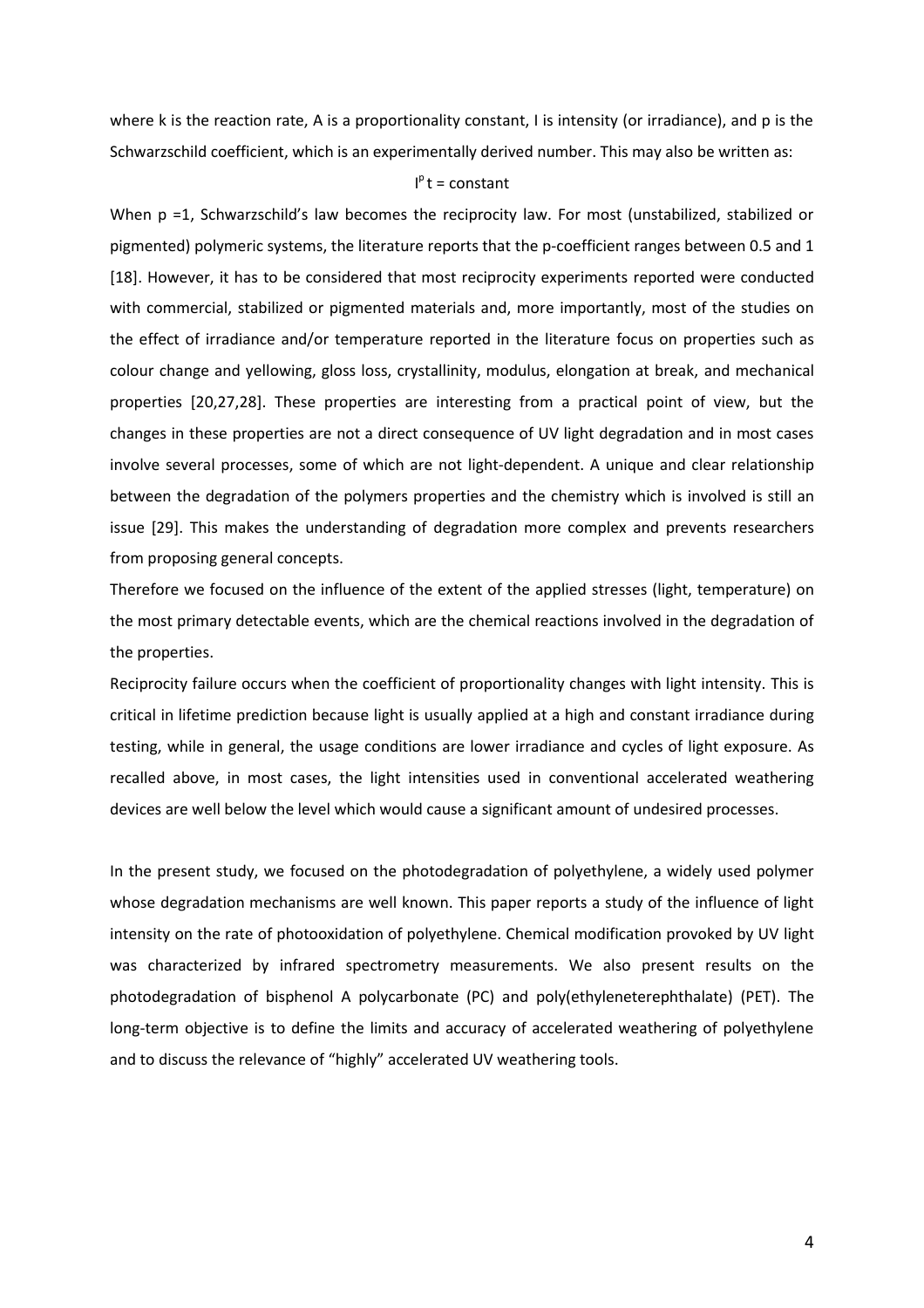where k is the reaction rate, A is a proportionality constant, I is intensity (or irradiance), and p is the Schwarzschild coefficient, which is an experimentally derived number. This may also be written as:

$$I^p t = \text{constant}$$

When p =1, Schwarzschild's law becomes the reciprocity law. For most (unstabilized, stabilized or pigmented) polymeric systems, the literature reports that the p-coefficient ranges between 0.5 and 1 [18]. However, it has to be considered that most reciprocity experiments reported were conducted with commercial, stabilized or pigmented materials and, more importantly, most of the studies on the effect of irradiance and/or temperature reported in the literature focus on properties such as colour change and yellowing, gloss loss, crystallinity, modulus, elongation at break, and mechanical properties [20,27,28]. These properties are interesting from a practical point of view, but the changes in these properties are not a direct consequence of UV light degradation and in most cases involve several processes, some of which are not light-dependent. A unique and clear relationship between the degradation of the polymers properties and the chemistry which is involved is still an issue [29]. This makes the understanding of degradation more complex and prevents researchers from proposing general concepts.

Therefore we focused on the influence of the extent of the applied stresses (light, temperature) on the most primary detectable events, which are the chemical reactions involved in the degradation of the properties.

Reciprocity failure occurs when the coefficient of proportionality changes with light intensity. This is critical in lifetime prediction because light is usually applied at a high and constant irradiance during testing, while in general, the usage conditions are lower irradiance and cycles of light exposure. As recalled above, in most cases, the light intensities used in conventional accelerated weathering devices are well below the level which would cause a significant amount of undesired processes.

In the present study, we focused on the photodegradation of polyethylene, a widely used polymer whose degradation mechanisms are well known. This paper reports a study of the influence of light intensity on the rate of photooxidation of polyethylene. Chemical modification provoked by UV light was characterized by infrared spectrometry measurements. We also present results on the photodegradation of bisphenol A polycarbonate (PC) and poly(ethyleneterephthalate) (PET). The long-term objective is to define the limits and accuracy of accelerated weathering of polyethylene and to discuss the relevance of "highly" accelerated UV weathering tools.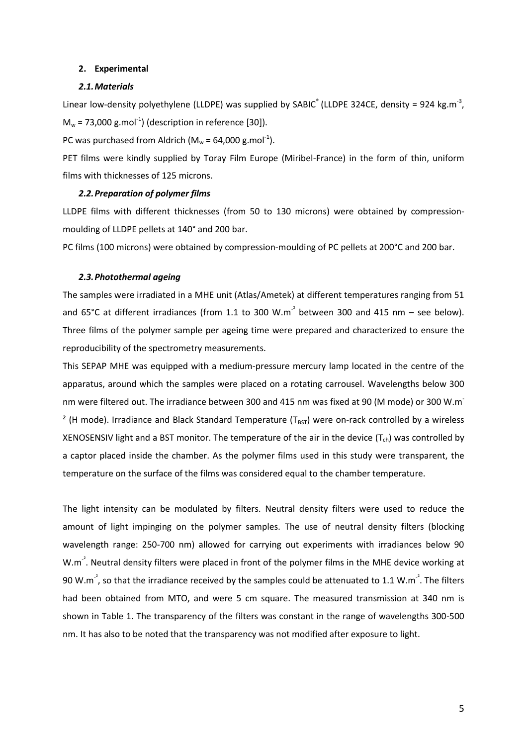## 2. Experimental

### *2.1. Materials*

Linear low-density polyethylene (LLDPE) was supplied by SABIC® (LLDPE 324CE, density = 924 kg.m$^{-3}$, $M_w$ = 73,000 g.mol$^{-1}$) (description in reference [30]).

PC was purchased from Aldrich ($M_w$ = 64,000 g.mol$^{-1}$).

PET films were kindly supplied by Toray Film Europe (Miribel-France) in the form of thin, uniform films with thicknesses of 125 microns.

### *2.2. Preparation of polymer films*

LLDPE films with different thicknesses (from 50 to 130 microns) were obtained by compression-moulding of LLDPE pellets at 140° and 200 bar.

PC films (100 microns) were obtained by compression-moulding of PC pellets at 200°C and 200 bar.

### *2.3. Photothermal ageing*

The samples were irradiated in a MHE unit (Atlas/Ametek) at different temperatures ranging from 51 and 65°C at different irradiances (from 1.1 to 300 W.m$^{-2}$ between 300 and 415 nm – see below). Three films of the polymer sample per ageing time were prepared and characterized to ensure the reproducibility of the spectrometry measurements.

This SEPAP MHE was equipped with a medium-pressure mercury lamp located in the centre of the apparatus, around which the samples were placed on a rotating carrousel. Wavelengths below 300 nm were filtered out. The irradiance between 300 and 415 nm was fixed at 90 (M mode) or 300 W.m$^{-2}$ (H mode). Irradiance and Black Standard Temperature ($T_{BST}$) were on-rack controlled by a wireless XENOSENSIV light and a BST monitor. The temperature of the air in the device ($T_{ch}$) was controlled by a captor placed inside the chamber. As the polymer films used in this study were transparent, the temperature on the surface of the films was considered equal to the chamber temperature.

The light intensity can be modulated by filters. Neutral density filters were used to reduce the amount of light impinging on the polymer samples. The use of neutral density filters (blocking wavelength range: 250-700 nm) allowed for carrying out experiments with irradiances below 90 W.m$^{-2}$. Neutral density filters were placed in front of the polymer films in the MHE device working at 90 W.m$^{-2}$, so that the irradiance received by the samples could be attenuated to 1.1 W.m$^{-2}$. The filters had been obtained from MTO, and were 5 cm square. The measured transmission at 340 nm is shown in Table 1. The transparency of the filters was constant in the range of wavelengths 300-500 nm. It has also to be noted that the transparency was not modified after exposure to light.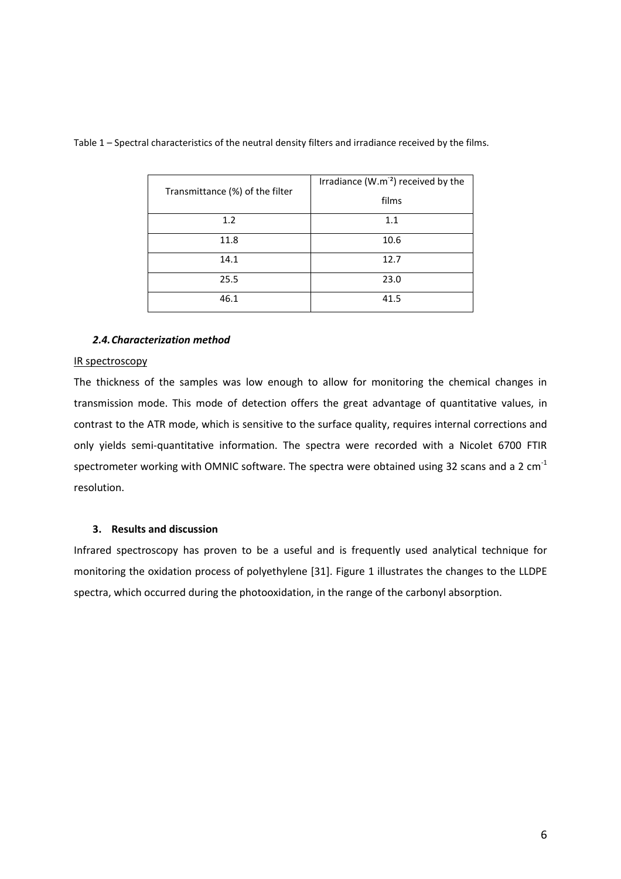Table 1 – Spectral characteristics of the neutral density filters and irradiance received by the films.

| Transmittance (%) of the filter | Irradiance ($W.m^{-2}$) received by the films |
|---|---|
| 1.2 | 1.1 |
| 11.8 | 10.6 |
| 14.1 | 12.7 |
| 25.5 | 23.0 |
| 46.1 | 41.5 |

### *2.4. Characterization method*

IR spectroscopy

The thickness of the samples was low enough to allow for monitoring the chemical changes in transmission mode. This mode of detection offers the great advantage of quantitative values, in contrast to the ATR mode, which is sensitive to the surface quality, requires internal corrections and only yields semi-quantitative information. The spectra were recorded with a Nicolet 6700 FTIR spectrometer working with OMNIC software. The spectra were obtained using 32 scans and a 2 $cm^{-1}$ resolution.

## 3. Results and discussion

Infrared spectroscopy has proven to be a useful and is frequently used analytical technique for monitoring the oxidation process of polyethylene [31]. Figure 1 illustrates the changes to the LLDPE spectra, which occurred during the photooxidation, in the range of the carbonyl absorption.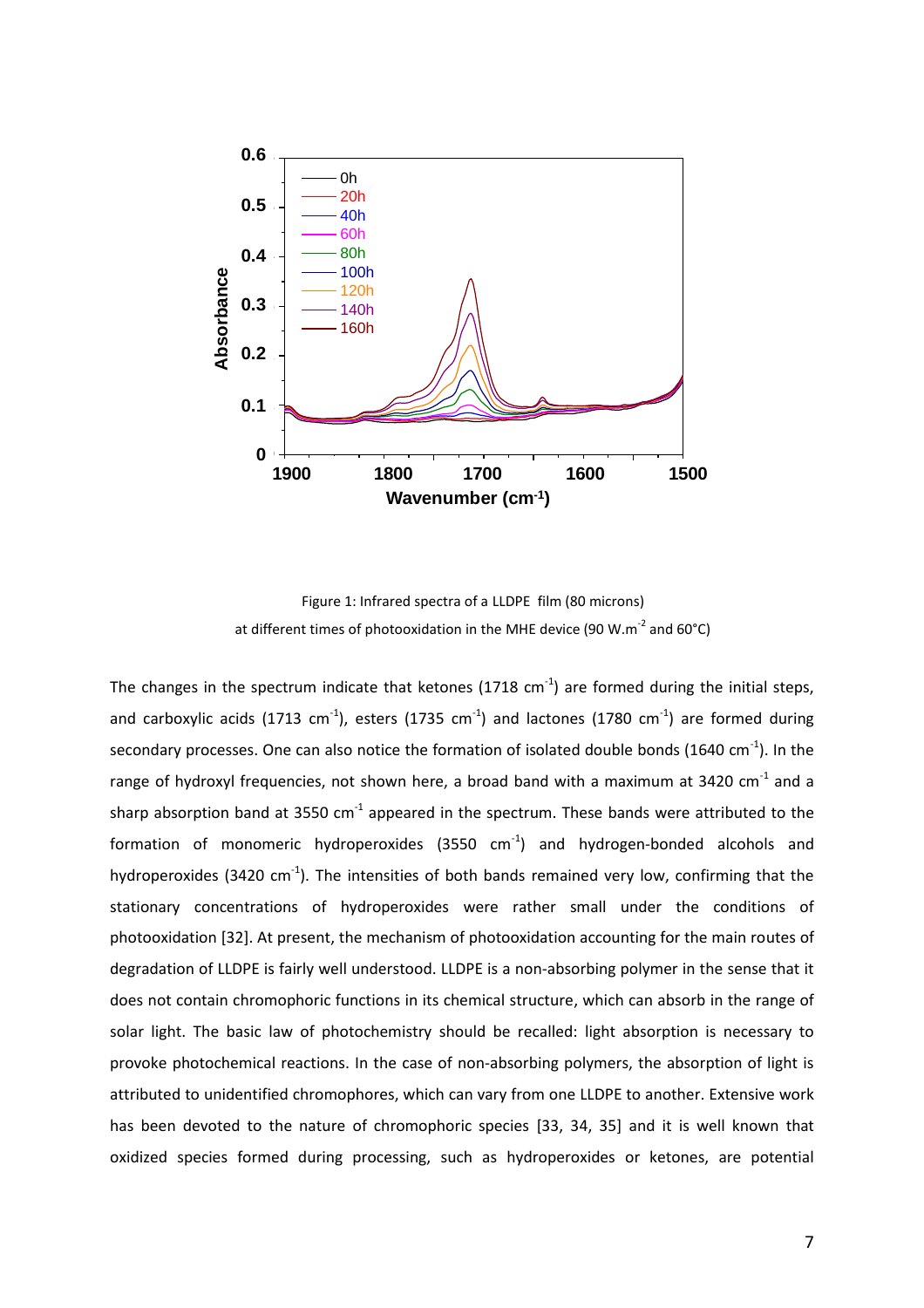Figure 1: Infrared spectra of a LLDPE film (80 microns) at different times of photooxidation in the MHE device (90 W.m$^{-2}$ and 60°C)

The changes in the spectrum indicate that ketones (1718 cm$^{-1}$) are formed during the initial steps, and carboxylic acids (1713 cm$^{-1}$), esters (1735 cm$^{-1}$) and lactones (1780 cm$^{-1}$) are formed during secondary processes. One can also notice the formation of isolated double bonds (1640 cm$^{-1}$). In the range of hydroxyl frequencies, not shown here, a broad band with a maximum at 3420 cm$^{-1}$ and a sharp absorption band at 3550 cm$^{-1}$ appeared in the spectrum. These bands were attributed to the formation of monomeric hydroperoxides (3550 cm$^{-1}$) and hydrogen-bonded alcohols and hydroperoxides (3420 cm$^{-1}$). The intensities of both bands remained very low, confirming that the stationary concentrations of hydroperoxides were rather small under the conditions of photooxidation [32]. At present, the mechanism of photooxidation accounting for the main routes of degradation of LLDPE is fairly well understood. LLDPE is a non-absorbing polymer in the sense that it does not contain chromophoric functions in its chemical structure, which can absorb in the range of solar light. The basic law of photochemistry should be recalled: light absorption is necessary to provoke photochemical reactions. In the case of non-absorbing polymers, the absorption of light is attributed to unidentified chromophores, which can vary from one LLDPE to another. Extensive work has been devoted to the nature of chromophoric species [33, 34, 35] and it is well known that oxidized species formed during processing, such as hydroperoxides or ketones, are potential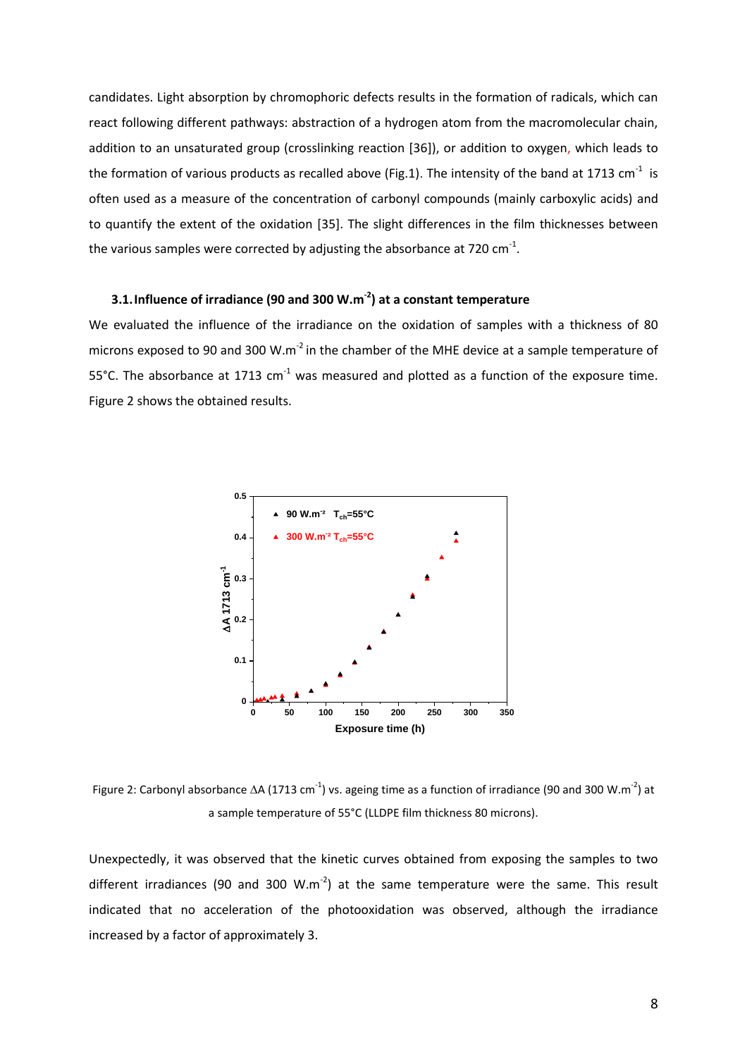candidates. Light absorption by chromophoric defects results in the formation of radicals, which can react following different pathways: abstraction of a hydrogen atom from the macromolecular chain, addition to an unsaturated group (crosslinking reaction [36]), or addition to oxygen, which leads to the formation of various products as recalled above (Fig.1). The intensity of the band at 1713 $cm^{-1}$ is often used as a measure of the concentration of carbonyl compounds (mainly carboxylic acids) and to quantify the extent of the oxidation [35]. The slight differences in the film thicknesses between the various samples were corrected by adjusting the absorbance at 720 $cm^{-1}$.

### 3.1. Influence of irradiance (90 and 300 $W.m^{-2}$) at a constant temperature

We evaluated the influence of the irradiance on the oxidation of samples with a thickness of 80 microns exposed to 90 and 300 $W.m^{-2}$ in the chamber of the MHE device at a sample temperature of 55°C. The absorbance at 1713 $cm^{-1}$ was measured and plotted as a function of the exposure time. Figure 2 shows the obtained results.

Figure 2: Carbonyl absorbance $\Delta A$ (1713 $cm^{-1}$) vs. ageing time as a function of irradiance (90 and 300 $W.m^{-2}$) at a sample temperature of 55°C (LLDPE film thickness 80 microns).

Unexpectedly, it was observed that the kinetic curves obtained from exposing the samples to two different irradiances (90 and 300 $W.m^{-2}$) at the same temperature were the same. This result indicated that no acceleration of the photooxidation was observed, although the irradiance increased by a factor of approximately 3.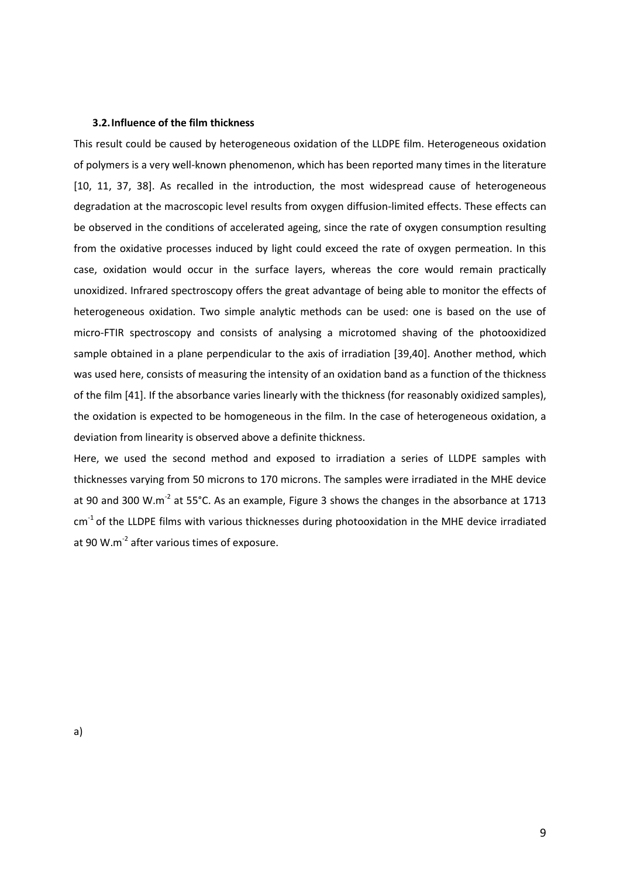### 3.2. Influence of the film thickness

This result could be caused by heterogeneous oxidation of the LLDPE film. Heterogeneous oxidation of polymers is a very well-known phenomenon, which has been reported many times in the literature [10, 11, 37, 38]. As recalled in the introduction, the most widespread cause of heterogeneous degradation at the macroscopic level results from oxygen diffusion-limited effects. These effects can be observed in the conditions of accelerated ageing, since the rate of oxygen consumption resulting from the oxidative processes induced by light could exceed the rate of oxygen permeation. In this case, oxidation would occur in the surface layers, whereas the core would remain practically unoxidized. Infrared spectroscopy offers the great advantage of being able to monitor the effects of heterogeneous oxidation. Two simple analytic methods can be used: one is based on the use of micro-FTIR spectroscopy and consists of analysing a microtomed shaving of the photooxidized sample obtained in a plane perpendicular to the axis of irradiation [39,40]. Another method, which was used here, consists of measuring the intensity of an oxidation band as a function of the thickness of the film [41]. If the absorbance varies linearly with the thickness (for reasonably oxidized samples), the oxidation is expected to be homogeneous in the film. In the case of heterogeneous oxidation, a deviation from linearity is observed above a definite thickness.

Here, we used the second method and exposed to irradiation a series of LLDPE samples with thicknesses varying from 50 microns to 170 microns. The samples were irradiated in the MHE device at 90 and 300 $W.m^{-2}$ at 55°C. As an example, Figure 3 shows the changes in the absorbance at 1713 $cm^{-1}$ of the LLDPE films with various thicknesses during photooxidation in the MHE device irradiated at 90 $W.m^{-2}$ after various times of exposure.

a)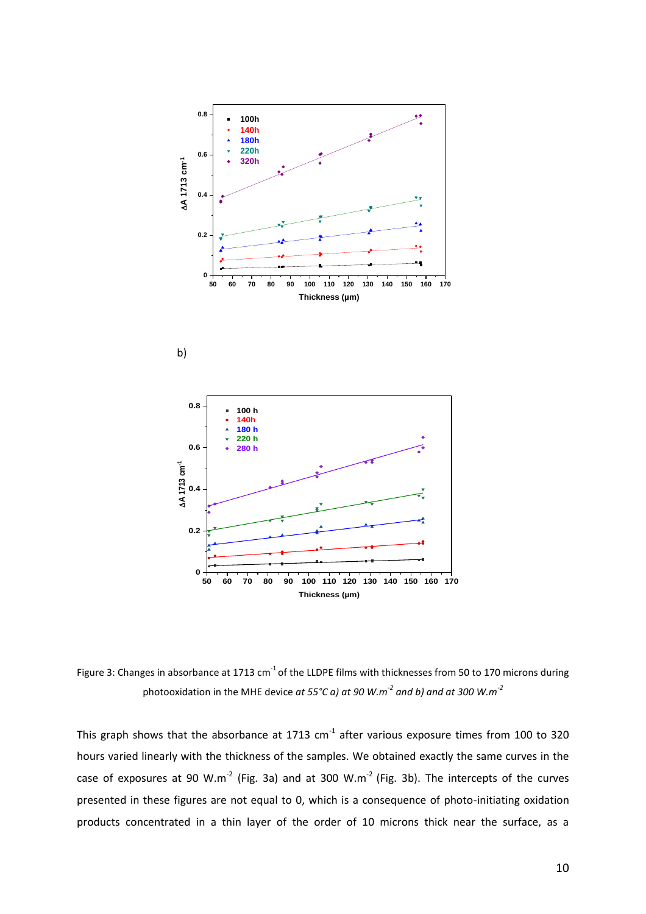b)

Figure 3: Changes in absorbance at 1713 cm$^{-1}$ of the LLDPE films with thicknesses from 50 to 170 microns during photooxidation in the MHE device *at 55°C a) at 90 W.m$^{-2}$ and b) and at 300 W.m$^{-2}$*

This graph shows that the absorbance at 1713 cm$^{-1}$ after various exposure times from 100 to 320 hours varied linearly with the thickness of the samples. We obtained exactly the same curves in the case of exposures at 90 W.m$^{-2}$ (Fig. 3a) and at 300 W.m$^{-2}$ (Fig. 3b). The intercepts of the curves presented in these figures are not equal to 0, which is a consequence of photo-initiating oxidation products concentrated in a thin layer of the order of 10 microns thick near the surface, as a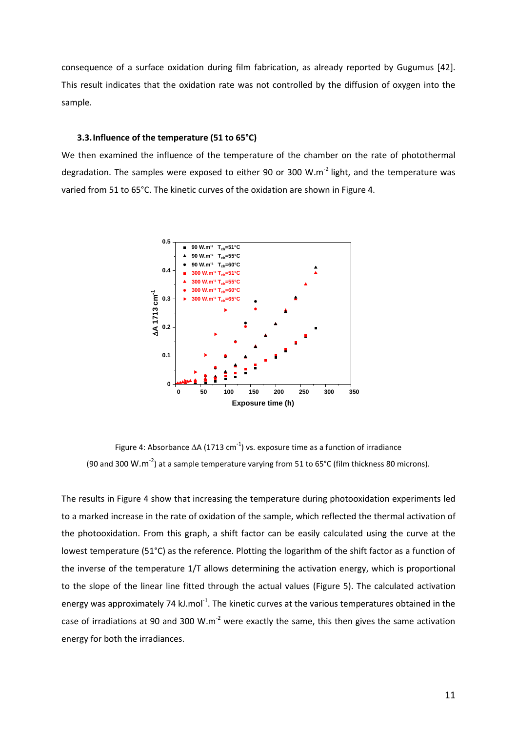consequence of a surface oxidation during film fabrication, as already reported by Gugumus [42]. This result indicates that the oxidation rate was not controlled by the diffusion of oxygen into the sample.

### 3.3. Influence of the temperature (51 to 65°C)

We then examined the influence of the temperature of the chamber on the rate of photothermal degradation. The samples were exposed to either 90 or 300 W.m$^{-2}$ light, and the temperature was varied from 51 to 65°C. The kinetic curves of the oxidation are shown in Figure 4.

Figure 4: Absorbance ΔA (1713 cm$^{-1}$) vs. exposure time as a function of irradiance (90 and 300 W.m$^{-2}$) at a sample temperature varying from 51 to 65°C (film thickness 80 microns).

The results in Figure 4 show that increasing the temperature during photooxidation experiments led to a marked increase in the rate of oxidation of the sample, which reflected the thermal activation of the photooxidation. From this graph, a shift factor can be easily calculated using the curve at the lowest temperature (51°C) as the reference. Plotting the logarithm of the shift factor as a function of the inverse of the temperature 1/T allows determining the activation energy, which is proportional to the slope of the linear line fitted through the actual values (Figure 5). The calculated activation energy was approximately 74 kJ.mol$^{-1}$. The kinetic curves at the various temperatures obtained in the case of irradiations at 90 and 300 W.m$^{-2}$ were exactly the same, this then gives the same activation energy for both the irradiances.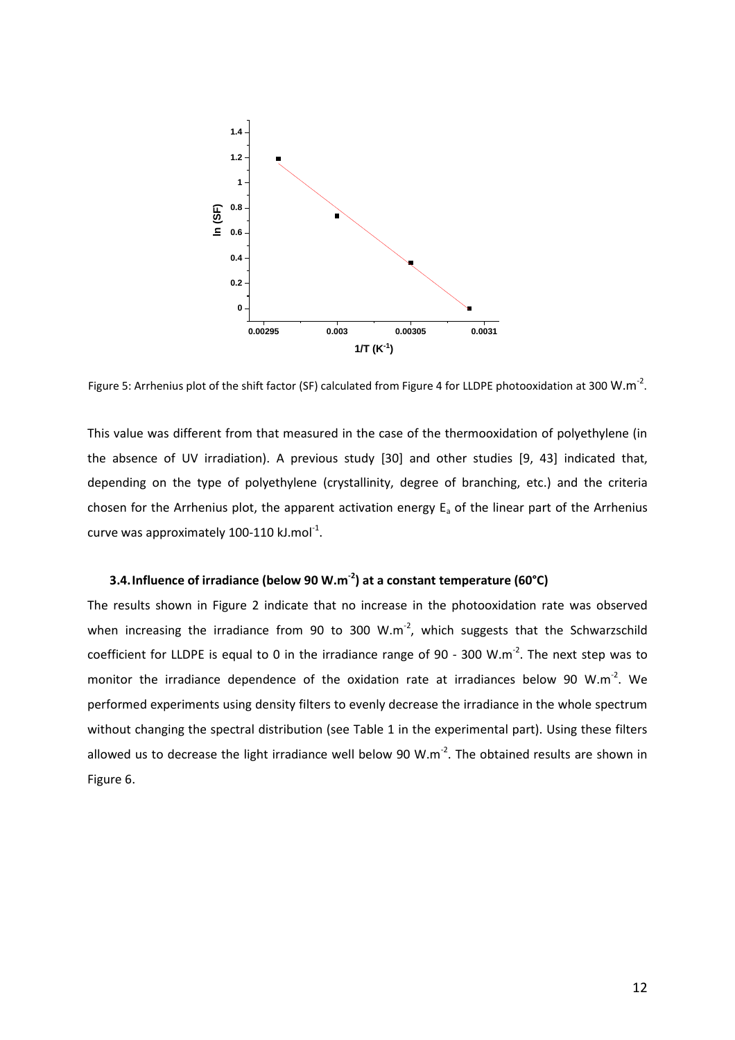Figure 5: Arrhenius plot of the shift factor (SF) calculated from Figure 4 for LLDPE photooxidation at 300 W.m$^{-2}$.

This value was different from that measured in the case of the thermooxidation of polyethylene (in the absence of UV irradiation). A previous study [30] and other studies [9, 43] indicated that, depending on the type of polyethylene (crystallinity, degree of branching, etc.) and the criteria chosen for the Arrhenius plot, the apparent activation energy $E_a$ of the linear part of the Arrhenius curve was approximately 100-110 kJ.mol$^{-1}$.

### 3.4. Influence of irradiance (below 90 W.m$^{-2}$) at a constant temperature (60°C)

The results shown in Figure 2 indicate that no increase in the photooxidation rate was observed when increasing the irradiance from 90 to 300 W.m$^{-2}$, which suggests that the Schwarzschild coefficient for LLDPE is equal to 0 in the irradiance range of 90 - 300 W.m$^{-2}$. The next step was to monitor the irradiance dependence of the oxidation rate at irradiances below 90 W.m$^{-2}$. We performed experiments using density filters to evenly decrease the irradiance in the whole spectrum without changing the spectral distribution (see Table 1 in the experimental part). Using these filters allowed us to decrease the light irradiance well below 90 W.m$^{-2}$. The obtained results are shown in Figure 6.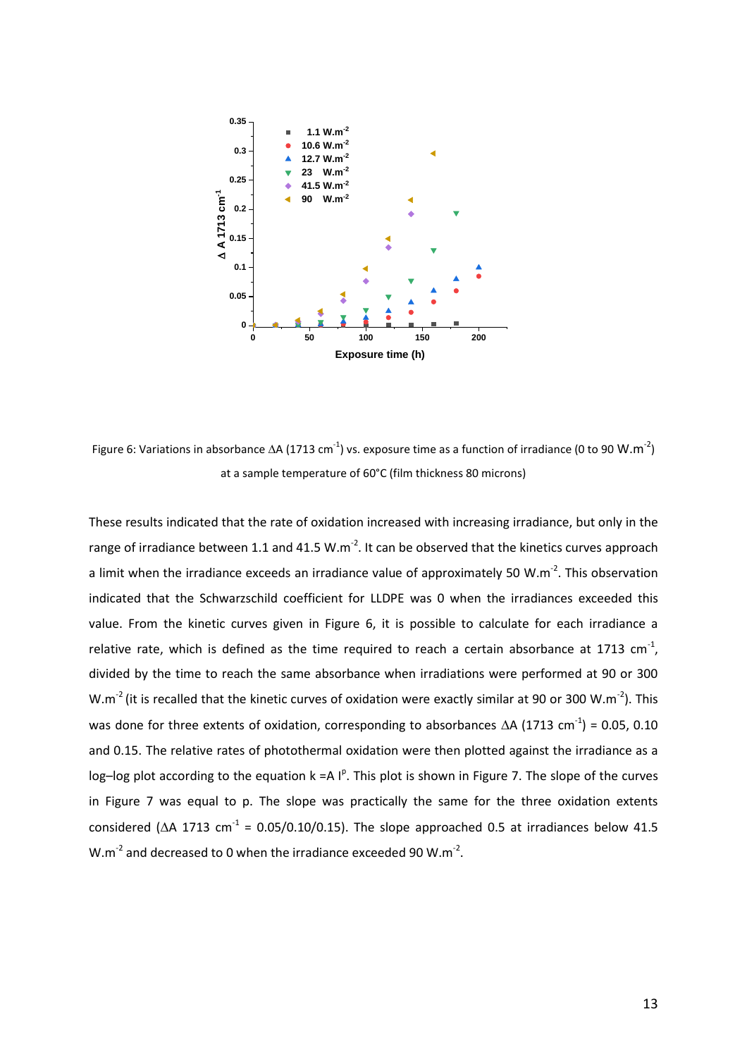Figure 6: Variations in absorbance ΔA (1713 $cm^{-1}$) vs. exposure time as a function of irradiance (0 to 90 $W.m^{-2}$) at a sample temperature of 60°C (film thickness 80 microns)

These results indicated that the rate of oxidation increased with increasing irradiance, but only in the range of irradiance between 1.1 and 41.5 $W.m^{-2}$. It can be observed that the kinetics curves approach a limit when the irradiance exceeds an irradiance value of approximately 50 $W.m^{-2}$. This observation indicated that the Schwarzschild coefficient for LLDPE was 0 when the irradiances exceeded this value. From the kinetic curves given in Figure 6, it is possible to calculate for each irradiance a relative rate, which is defined as the time required to reach a certain absorbance at 1713 $cm^{-1}$, divided by the time to reach the same absorbance when irradiations were performed at 90 or 300 $W.m^{-2}$ (it is recalled that the kinetic curves of oxidation were exactly similar at 90 or 300 $W.m^{-2}$). This was done for three extents of oxidation, corresponding to absorbances ΔA (1713 $cm^{-1}$) = 0.05, 0.10 and 0.15. The relative rates of photothermal oxidation were then plotted against the irradiance as a log–log plot according to the equation $k = A\ I^{p}$. This plot is shown in Figure 7. The slope of the curves in Figure 7 was equal to p. The slope was practically the same for the three oxidation extents considered (ΔA 1713 $cm^{-1}$ = 0.05/0.10/0.15). The slope approached 0.5 at irradiances below 41.5 $W.m^{-2}$ and decreased to 0 when the irradiance exceeded 90 $W.m^{-2}$.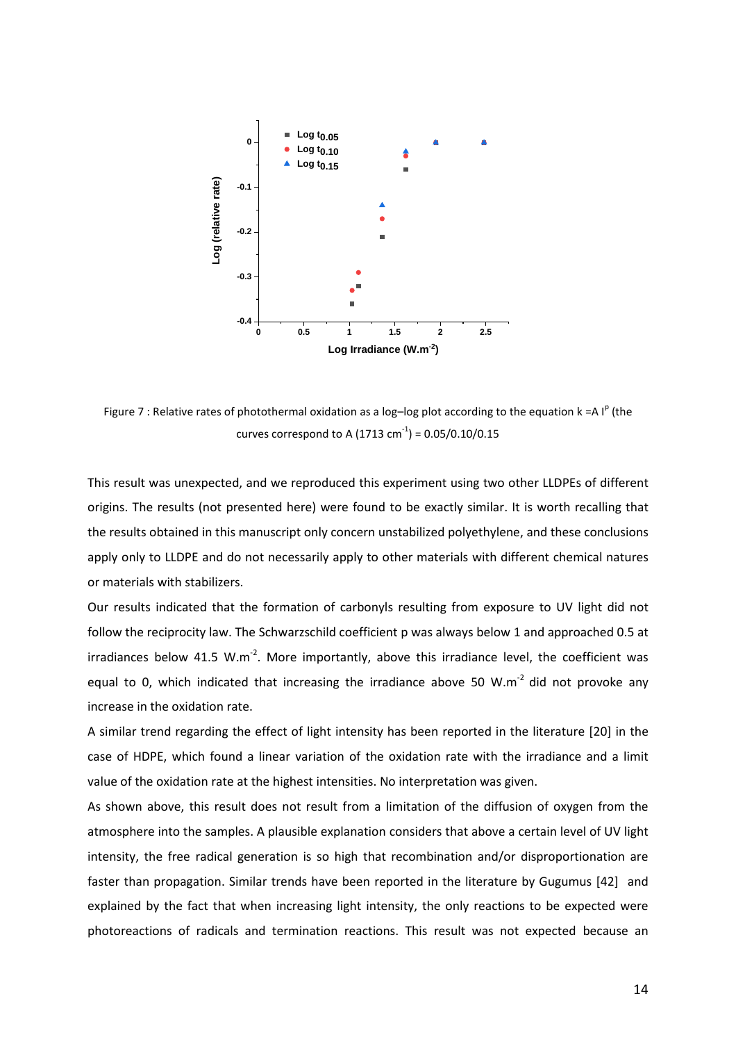Figure 7 : Relative rates of photothermal oxidation as a log–log plot according to the equation $k = A I^p$ (the curves correspond to A (1713 cm$^{-1}$) = 0.05/0.10/0.15

This result was unexpected, and we reproduced this experiment using two other LLDPEs of different origins. The results (not presented here) were found to be exactly similar. It is worth recalling that the results obtained in this manuscript only concern unstabilized polyethylene, and these conclusions apply only to LLDPE and do not necessarily apply to other materials with different chemical natures or materials with stabilizers.

Our results indicated that the formation of carbonyls resulting from exposure to UV light did not follow the reciprocity law. The Schwarzschild coefficient p was always below 1 and approached 0.5 at irradiances below 41.5 W.m$^{-2}$. More importantly, above this irradiance level, the coefficient was equal to 0, which indicated that increasing the irradiance above 50 W.m$^{-2}$ did not provoke any increase in the oxidation rate.

A similar trend regarding the effect of light intensity has been reported in the literature [20] in the case of HDPE, which found a linear variation of the oxidation rate with the irradiance and a limit value of the oxidation rate at the highest intensities. No interpretation was given.

As shown above, this result does not result from a limitation of the diffusion of oxygen from the atmosphere into the samples. A plausible explanation considers that above a certain level of UV light intensity, the free radical generation is so high that recombination and/or disproportionation are faster than propagation. Similar trends have been reported in the literature by Gugumus [42] and explained by the fact that when increasing light intensity, the only reactions to be expected were photoreactions of radicals and termination reactions. This result was not expected because an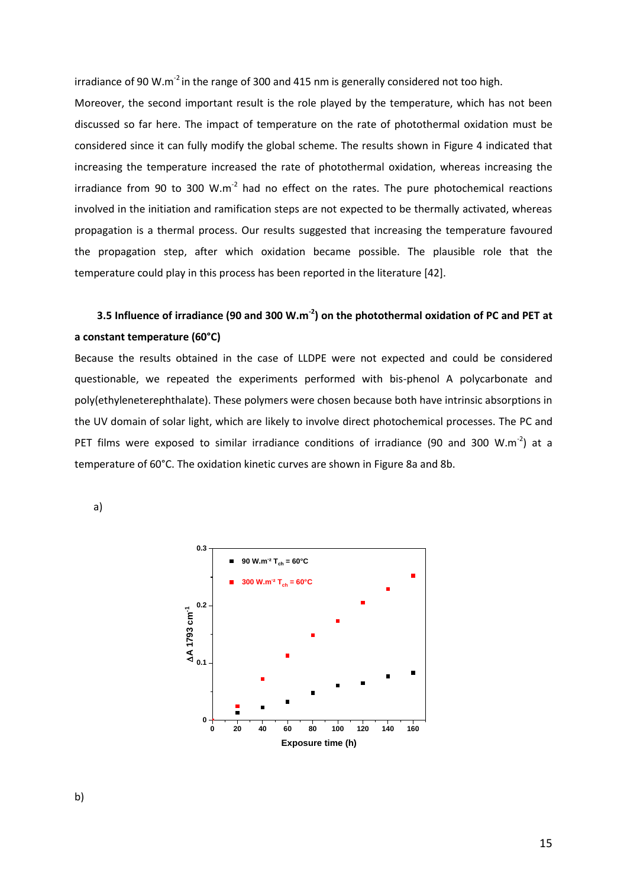irradiance of 90 W.m$^{-2}$ in the range of 300 and 415 nm is generally considered not too high.

Moreover, the second important result is the role played by the temperature, which has not been discussed so far here. The impact of temperature on the rate of photothermal oxidation must be considered since it can fully modify the global scheme. The results shown in Figure 4 indicated that increasing the temperature increased the rate of photothermal oxidation, whereas increasing the irradiance from 90 to 300 W.m$^{-2}$ had no effect on the rates. The pure photochemical reactions involved in the initiation and ramification steps are not expected to be thermally activated, whereas propagation is a thermal process. Our results suggested that increasing the temperature favoured the propagation step, after which oxidation became possible. The plausible role that the temperature could play in this process has been reported in the literature [42].

### 3.5 Influence of irradiance (90 and 300 W.m$^{-2}$) on the photothermal oxidation of PC and PET at a constant temperature (60°C)

Because the results obtained in the case of LLDPE were not expected and could be considered questionable, we repeated the experiments performed with bis-phenol A polycarbonate and poly(ethyleneterephthalate). These polymers were chosen because both have intrinsic absorptions in the UV domain of solar light, which are likely to involve direct photochemical processes. The PC and PET films were exposed to similar irradiance conditions of irradiance (90 and 300 W.m$^{-2}$) at a temperature of 60°C. The oxidation kinetic curves are shown in Figure 8a and 8b.

a)

b)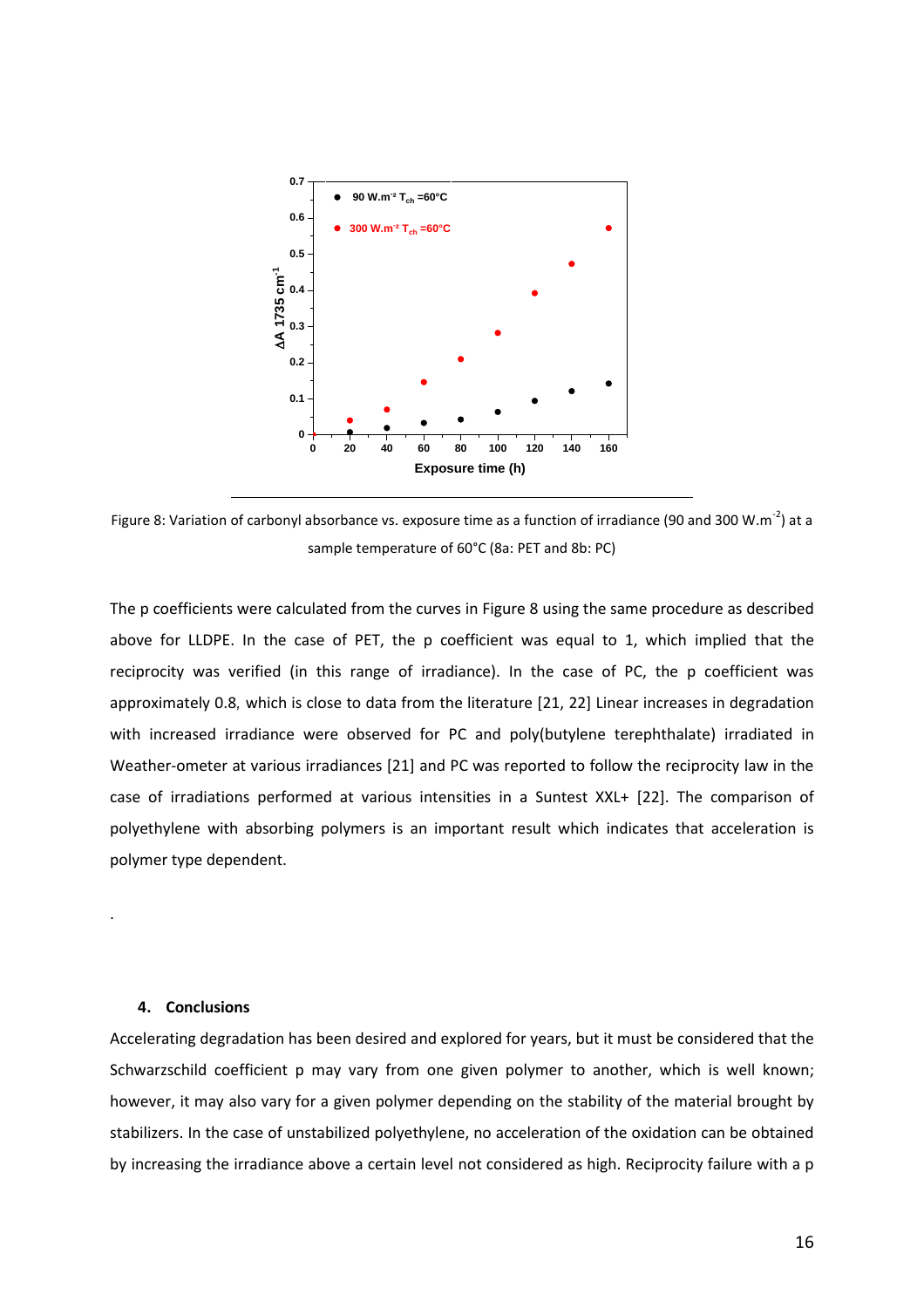Figure 8: Variation of carbonyl absorbance vs. exposure time as a function of irradiance (90 and 300 W.m$^{-2}$) at a sample temperature of 60°C (8a: PET and 8b: PC)

The p coefficients were calculated from the curves in Figure 8 using the same procedure as described above for LLDPE. In the case of PET, the p coefficient was equal to 1, which implied that the reciprocity was verified (in this range of irradiance). In the case of PC, the p coefficient was approximately 0.8, which is close to data from the literature [21, 22] Linear increases in degradation with increased irradiance were observed for PC and poly(butylene terephthalate) irradiated in Weather-ometer at various irradiances [21] and PC was reported to follow the reciprocity law in the case of irradiations performed at various intensities in a Suntest XXL+ [22]. The comparison of polyethylene with absorbing polymers is an important result which indicates that acceleration is polymer type dependent.

.

## 4. Conclusions

Accelerating degradation has been desired and explored for years, but it must be considered that the Schwarzschild coefficient p may vary from one given polymer to another, which is well known; however, it may also vary for a given polymer depending on the stability of the material brought by stabilizers. In the case of unstabilized polyethylene, no acceleration of the oxidation can be obtained by increasing the irradiance above a certain level not considered as high. Reciprocity failure with a p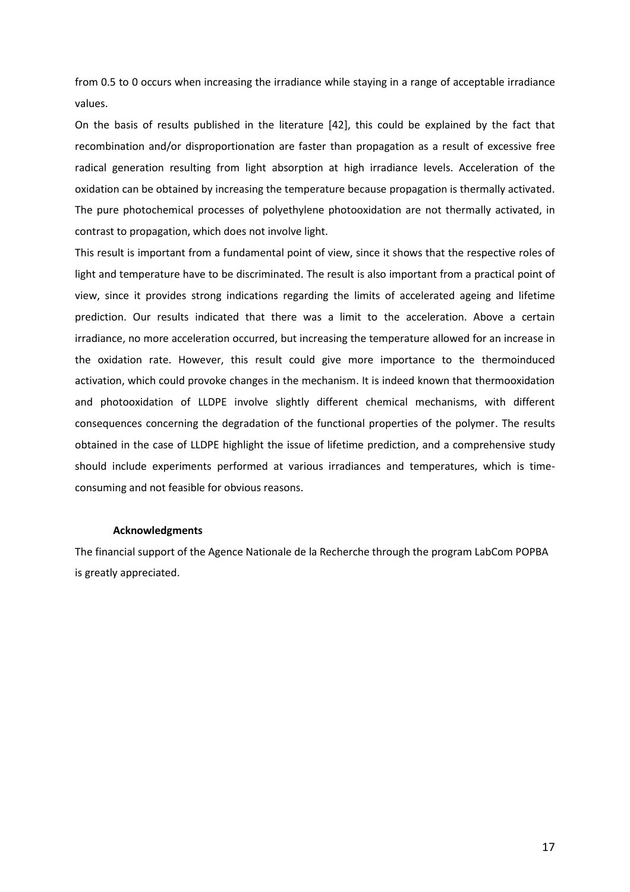from 0.5 to 0 occurs when increasing the irradiance while staying in a range of acceptable irradiance values.

On the basis of results published in the literature [42], this could be explained by the fact that recombination and/or disproportionation are faster than propagation as a result of excessive free radical generation resulting from light absorption at high irradiance levels. Acceleration of the oxidation can be obtained by increasing the temperature because propagation is thermally activated. The pure photochemical processes of polyethylene photooxidation are not thermally activated, in contrast to propagation, which does not involve light.

This result is important from a fundamental point of view, since it shows that the respective roles of light and temperature have to be discriminated. The result is also important from a practical point of view, since it provides strong indications regarding the limits of accelerated ageing and lifetime prediction. Our results indicated that there was a limit to the acceleration. Above a certain irradiance, no more acceleration occurred, but increasing the temperature allowed for an increase in the oxidation rate. However, this result could give more importance to the thermoinduced activation, which could provoke changes in the mechanism. It is indeed known that thermooxidation and photooxidation of LLDPE involve slightly different chemical mechanisms, with different consequences concerning the degradation of the functional properties of the polymer. The results obtained in the case of LLDPE highlight the issue of lifetime prediction, and a comprehensive study should include experiments performed at various irradiances and temperatures, which is time-consuming and not feasible for obvious reasons.

### Acknowledgments

The financial support of the Agence Nationale de la Recherche through the program LabCom POPBA is greatly appreciated.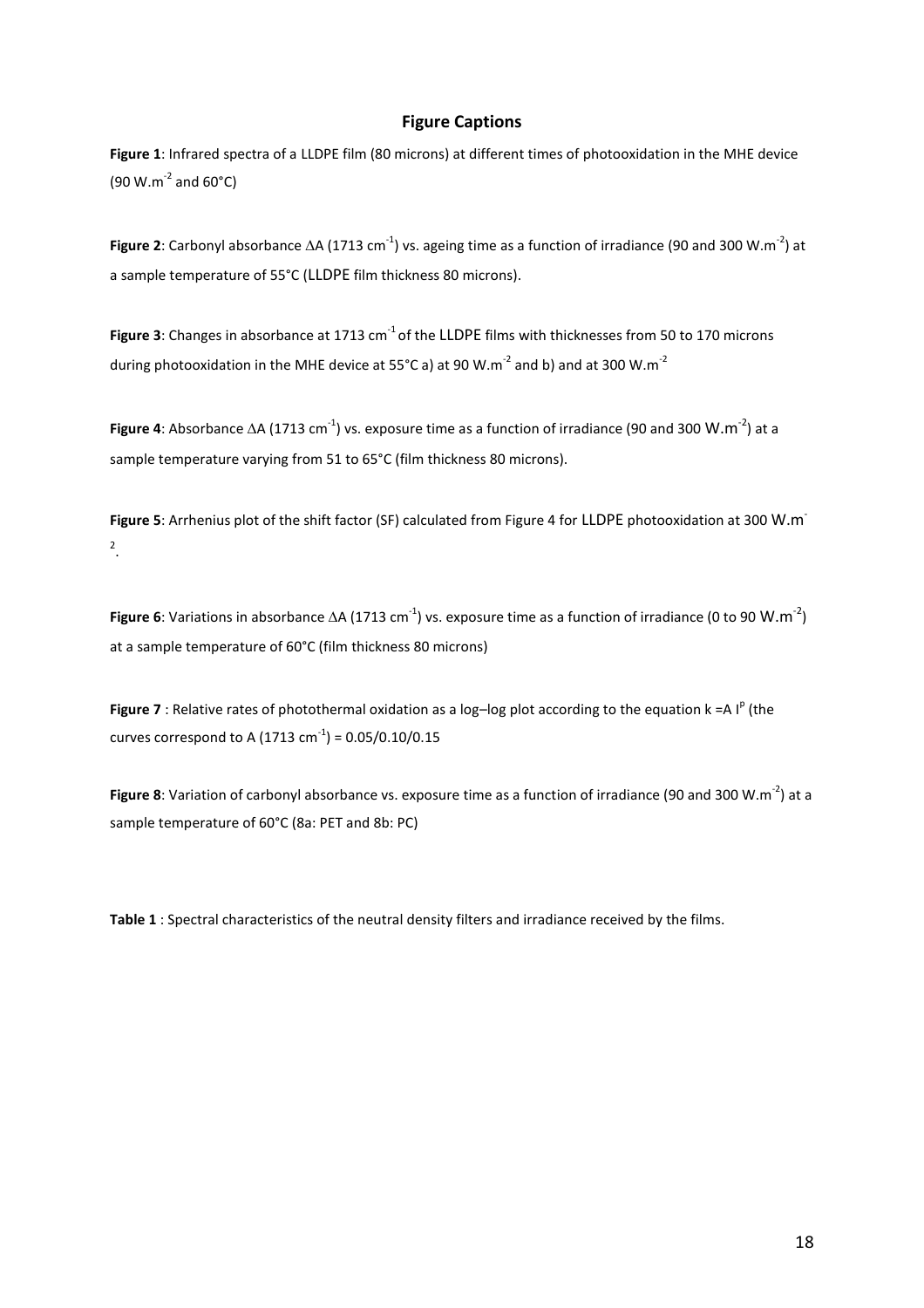## Figure Captions

**Figure 1**: Infrared spectra of a LLDPE film (80 microns) at different times of photooxidation in the MHE device (90 $W.m^{-2}$ and 60°C)

**Figure 2**: Carbonyl absorbance $\Delta$A (1713 $cm^{-1}$) vs. ageing time as a function of irradiance (90 and 300 $W.m^{-2}$) at a sample temperature of 55°C (LLDPE film thickness 80 microns).

**Figure 3**: Changes in absorbance at 1713 $cm^{-1}$ of the LLDPE films with thicknesses from 50 to 170 microns during photooxidation in the MHE device at 55°C a) at 90 $W.m^{-2}$ and b) and at 300 $W.m^{-2}$

**Figure 4**: Absorbance $\Delta$A (1713 $cm^{-1}$) vs. exposure time as a function of irradiance (90 and 300 $W.m^{-2}$) at a sample temperature varying from 51 to 65°C (film thickness 80 microns).

**Figure 5**: Arrhenius plot of the shift factor (SF) calculated from Figure 4 for LLDPE photooxidation at 300 $W.m^{-2}$.

**Figure 6**: Variations in absorbance $\Delta$A (1713 $cm^{-1}$) vs. exposure time as a function of irradiance (0 to 90 $W.m^{-2}$) at a sample temperature of 60°C (film thickness 80 microns)

**Figure 7** : Relative rates of photothermal oxidation as a log–log plot according to the equation $k = A\, I^p$ (the curves correspond to A (1713 $cm^{-1}$) = 0.05/0.10/0.15

**Figure 8**: Variation of carbonyl absorbance vs. exposure time as a function of irradiance (90 and 300 $W.m^{-2}$) at a sample temperature of 60°C (8a: PET and 8b: PC)

**Table 1** : Spectral characteristics of the neutral density filters and irradiance received by the films.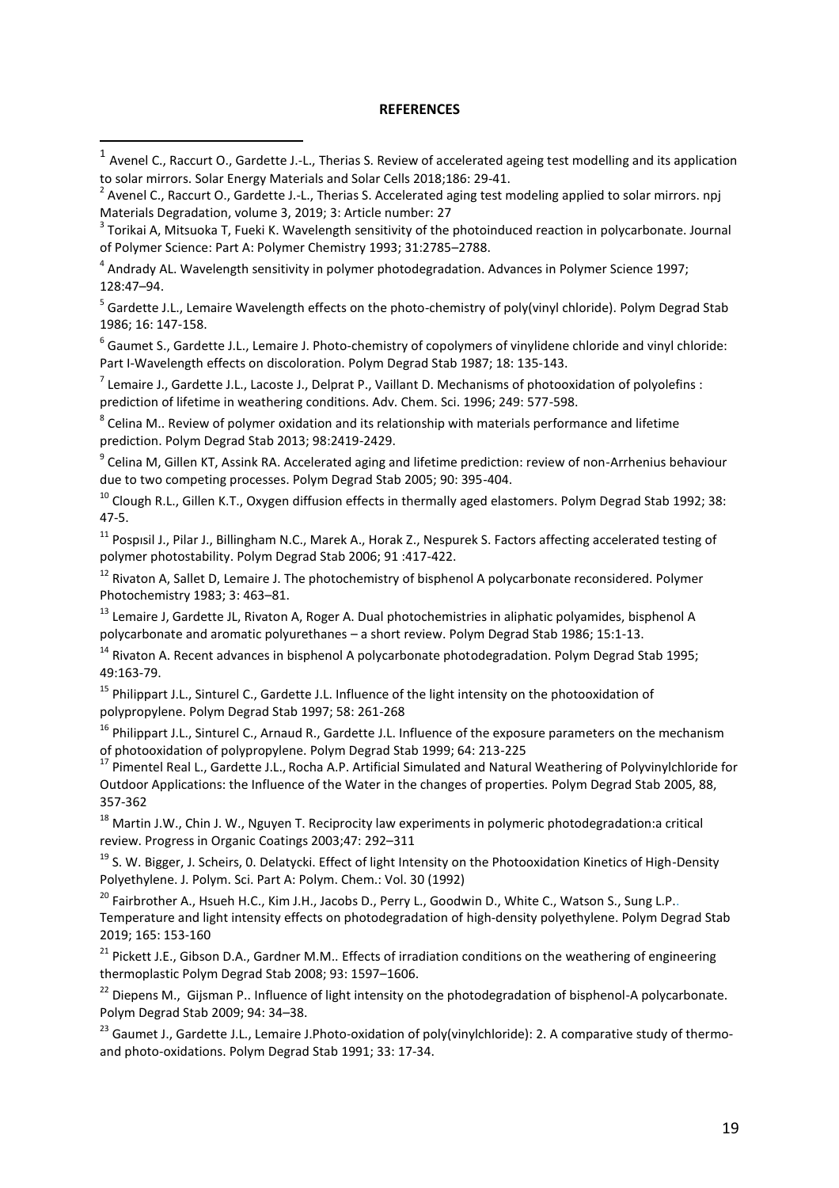**REFERENCES**

[1] Avenel C., Raccurt O., Gardette J.-L., Therias S. Review of accelerated ageing test modelling and its application to solar mirrors. Solar Energy Materials and Solar Cells 2018;186: 29-41.

[2] Avenel C., Raccurt O., Gardette J.-L., Therias S. Accelerated aging test modeling applied to solar mirrors. npj Materials Degradation, volume 3, 2019; 3: Article number: 27

[3] Torikai A, Mitsuoka T, Fueki K. Wavelength sensitivity of the photoinduced reaction in polycarbonate. Journal of Polymer Science: Part A: Polymer Chemistry 1993; 31:2785–2788.

[4] Andrady AL. Wavelength sensitivity in polymer photodegradation. Advances in Polymer Science 1997; 128:47–94.

[5] Gardette J.L., Lemaire Wavelength effects on the photo-chemistry of poly(vinyl chloride). Polym Degrad Stab 1986; 16: 147-158.

[6] Gaumet S., Gardette J.L., Lemaire J. Photo-chemistry of copolymers of vinylidene chloride and vinyl chloride: Part I-Wavelength effects on discoloration. Polym Degrad Stab 1987; 18: 135-143.

[7] Lemaire J., Gardette J.L., Lacoste J., Delprat P., Vaillant D. Mechanisms of photooxidation of polyolefins : prediction of lifetime in weathering conditions. Adv. Chem. Sci. 1996; 249: 577-598.

[8] Celina M.. Review of polymer oxidation and its relationship with materials performance and lifetime prediction. Polym Degrad Stab 2013; 98:2419-2429.

[9] Celina M, Gillen KT, Assink RA. Accelerated aging and lifetime prediction: review of non-Arrhenius behaviour due to two competing processes. Polym Degrad Stab 2005; 90: 395-404.

[10] Clough R.L., Gillen K.T., Oxygen diffusion effects in thermally aged elastomers. Polym Degrad Stab 1992; 38: 47-5.

[11] Pospısil J., Pilar J., Billingham N.C., Marek A., Horak Z., Nespurek S. Factors affecting accelerated testing of polymer photostability. Polym Degrad Stab 2006; 91 :417-422.

[12] Rivaton A, Sallet D, Lemaire J. The photochemistry of bisphenol A polycarbonate reconsidered. Polymer Photochemistry 1983; 3: 463–81.

[13] Lemaire J, Gardette JL, Rivaton A, Roger A. Dual photochemistries in aliphatic polyamides, bisphenol A polycarbonate and aromatic polyurethanes – a short review. Polym Degrad Stab 1986; 15:1-13.

[14] Rivaton A. Recent advances in bisphenol A polycarbonate photodegradation. Polym Degrad Stab 1995; 49:163-79.

[15] Philippart J.L., Sinturel C., Gardette J.L. Influence of the light intensity on the photooxidation of polypropylene. Polym Degrad Stab 1997; 58: 261-268

[16] Philippart J.L., Sinturel C., Arnaud R., Gardette J.L. Influence of the exposure parameters on the mechanism of photooxidation of polypropylene. Polym Degrad Stab 1999; 64: 213-225

[17] Pimentel Real L., Gardette J.L., Rocha A.P. Artificial Simulated and Natural Weathering of Polyvinylchloride for Outdoor Applications: the Influence of the Water in the changes of properties. Polym Degrad Stab 2005, 88, 357-362

[18] Martin J.W., Chin J. W., Nguyen T. Reciprocity law experiments in polymeric photodegradation:a critical review. Progress in Organic Coatings 2003;47: 292–311

[19] S. W. Bigger, J. Scheirs, 0. Delatycki. Effect of light Intensity on the Photooxidation Kinetics of High-Density Polyethylene. J. Polym. Sci. Part A: Polym. Chem.: Vol. 30 (1992)

[20] Fairbrother A., Hsueh H.C., Kim J.H., Jacobs D., Perry L., Goodwin D., White C., Watson S., Sung L.P.. Temperature and light intensity effects on photodegradation of high-density polyethylene. Polym Degrad Stab 2019; 165: 153-160

[21] Pickett J.E., Gibson D.A., Gardner M.M.. Effects of irradiation conditions on the weathering of engineering thermoplastic Polym Degrad Stab 2008; 93: 1597–1606.

[22] Diepens M., Gijsman P.. Influence of light intensity on the photodegradation of bisphenol-A polycarbonate. Polym Degrad Stab 2009; 94: 34–38.

[23] Gaumet J., Gardette J.L., Lemaire J.Photo-oxidation of poly(vinylchloride): 2. A comparative study of thermo- and photo-oxidations. Polym Degrad Stab 1991; 33: 17-34.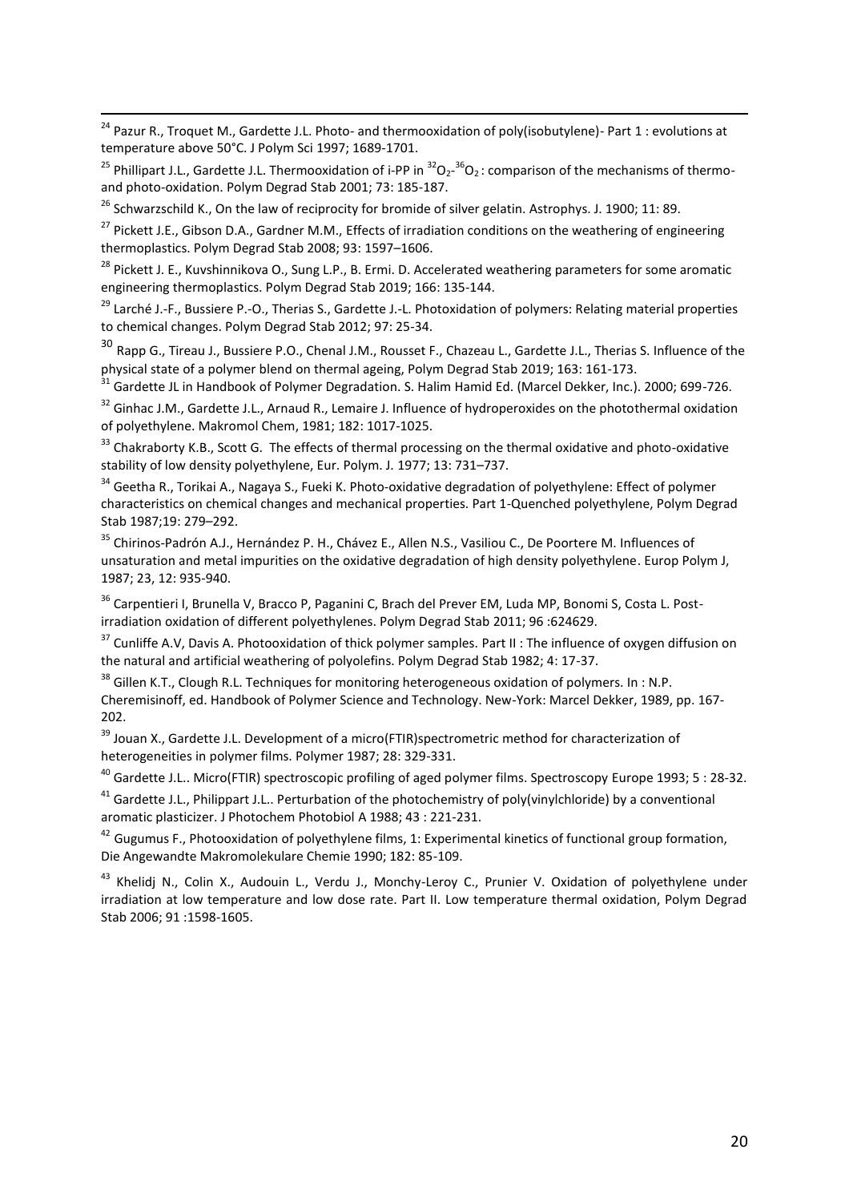[24] Pazur R., Troquet M., Gardette J.L. Photo- and thermooxidation of poly(isobutylene)- Part 1 : evolutions at temperature above 50°C. J Polym Sci 1997; 1689-1701.

[25] Phillipart J.L., Gardette J.L. Thermooxidation of i-PP in $^{32}O_2$-$^{36}O_2$ : comparison of the mechanisms of thermo- and photo-oxidation. Polym Degrad Stab 2001; 73: 185-187.

[26] Schwarzschild K., On the law of reciprocity for bromide of silver gelatin. Astrophys. J. 1900; 11: 89.

[27] Pickett J.E., Gibson D.A., Gardner M.M., Effects of irradiation conditions on the weathering of engineering thermoplastics. Polym Degrad Stab 2008; 93: 1597–1606.

[28] Pickett J. E., Kuvshinnikova O., Sung L.P., B. Ermi. D. Accelerated weathering parameters for some aromatic engineering thermoplastics. Polym Degrad Stab 2019; 166: 135-144.

[29] Larché J.-F., Bussiere P.-O., Therias S., Gardette J.-L. Photoxidation of polymers: Relating material properties to chemical changes. Polym Degrad Stab 2012; 97: 25-34.

[30] Rapp G., Tireau J., Bussiere P.O., Chenal J.M., Rousset F., Chazeau L., Gardette J.L., Therias S. Influence of the physical state of a polymer blend on thermal ageing, Polym Degrad Stab 2019; 163: 161-173.

[31] Gardette JL in Handbook of Polymer Degradation. S. Halim Hamid Ed. (Marcel Dekker, Inc.). 2000; 699-726.

[32] Ginhac J.M., Gardette J.L., Arnaud R., Lemaire J. Influence of hydroperoxides on the photothermal oxidation of polyethylene. Makromol Chem, 1981; 182: 1017-1025.

[33] Chakraborty K.B., Scott G. The effects of thermal processing on the thermal oxidative and photo-oxidative stability of low density polyethylene, Eur. Polym. J. 1977; 13: 731–737.

[34] Geetha R., Torikai A., Nagaya S., Fueki K. Photo-oxidative degradation of polyethylene: Effect of polymer characteristics on chemical changes and mechanical properties. Part 1-Quenched polyethylene, Polym Degrad Stab 1987;19: 279–292.

[35] Chirinos-Padrón A.J., Hernández P. H., Chávez E., Allen N.S., Vasiliou C., De Poortere M. Influences of unsaturation and metal impurities on the oxidative degradation of high density polyethylene. Europ Polym J, 1987; 23, 12: 935-940.

[36] Carpentieri I, Brunella V, Bracco P, Paganini C, Brach del Prever EM, Luda MP, Bonomi S, Costa L. Post-irradiation oxidation of different polyethylenes. Polym Degrad Stab 2011; 96 :624629.

[37] Cunliffe A.V, Davis A. Photooxidation of thick polymer samples. Part II : The influence of oxygen diffusion on the natural and artificial weathering of polyolefins. Polym Degrad Stab 1982; 4: 17-37.

[38] Gillen K.T., Clough R.L. Techniques for monitoring heterogeneous oxidation of polymers. In : N.P. Cheremisinoff, ed. Handbook of Polymer Science and Technology. New-York: Marcel Dekker, 1989, pp. 167-202.

[39] Jouan X., Gardette J.L. Development of a micro(FTIR)spectrometric method for characterization of heterogeneities in polymer films. Polymer 1987; 28: 329-331.

[40] Gardette J.L.. Micro(FTIR) spectroscopic profiling of aged polymer films. Spectroscopy Europe 1993; 5 : 28-32.

[41] Gardette J.L., Philippart J.L.. Perturbation of the photochemistry of poly(vinylchloride) by a conventional aromatic plasticizer. J Photochem Photobiol A 1988; 43 : 221-231.

[42] Gugumus F., Photooxidation of polyethylene films, 1: Experimental kinetics of functional group formation, Die Angewandte Makromolekulare Chemie 1990; 182: 85-109.

[43] Khelidj N., Colin X., Audouin L., Verdu J., Monchy-Leroy C., Prunier V. Oxidation of polyethylene under irradiation at low temperature and low dose rate. Part II. Low temperature thermal oxidation, Polym Degrad Stab 2006; 91 :1598-1605.